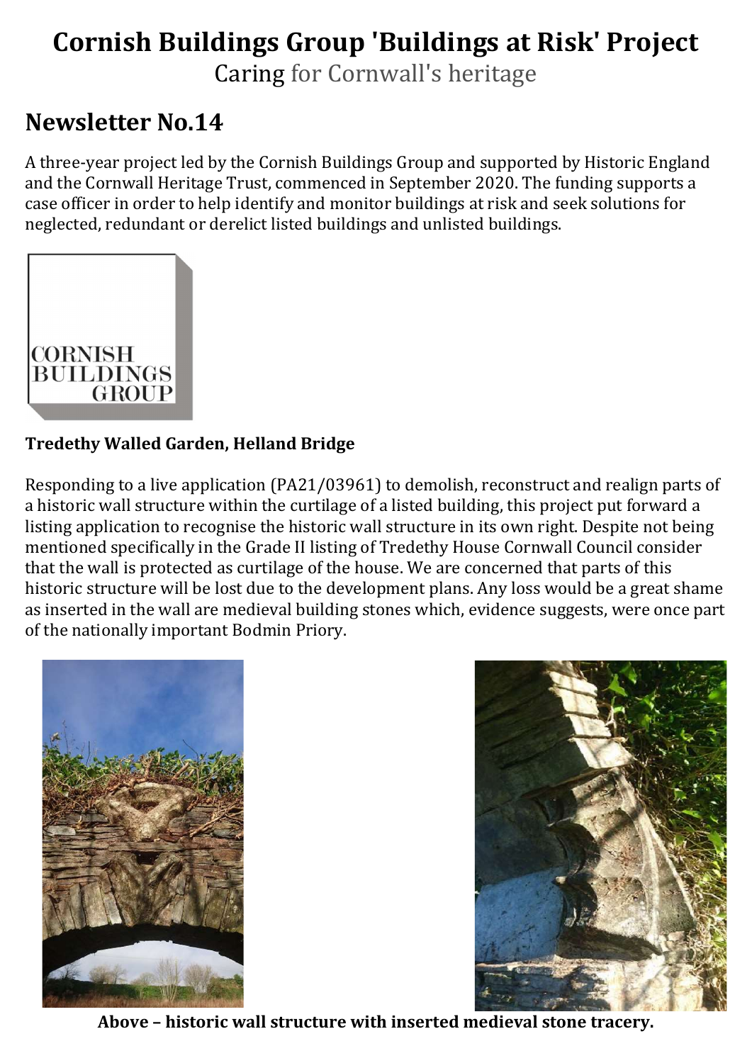# Cornish Buildings Group 'Buildings at Risk' Project

Caring for Cornwall's heritage

## Newsletter No.14

A three-year project led by the Cornish Buildings Group and supported by Historic England and the Cornwall Heritage Trust, commenced in September 2020. The funding supports a case officer in order to help identify and monitor buildings at risk and seek solutions for neglected, redundant or derelict listed buildings and unlisted buildings.

### Tredethy Walled Garden, Helland Bridge

Responding to a live application (PA21/03961) to demolish, reconstruct and realign parts of a historic wall structure within the curtilage of a listed building, this project put forward a listing application to recognise the historic wall structure in its own right. Despite not being mentioned specifically in the Grade II listing of Tredethy House Cornwall Council consider that the wall is protected as curtilage of the house. We are concerned that parts of this historic structure will be lost due to the development plans. Any loss would be a great shame as inserted in the wall are medieval building stones which, evidence suggests, were once part of the nationally important Bodmin Priory.

**Above – historic wall structure with inserted medieval stone tracery.**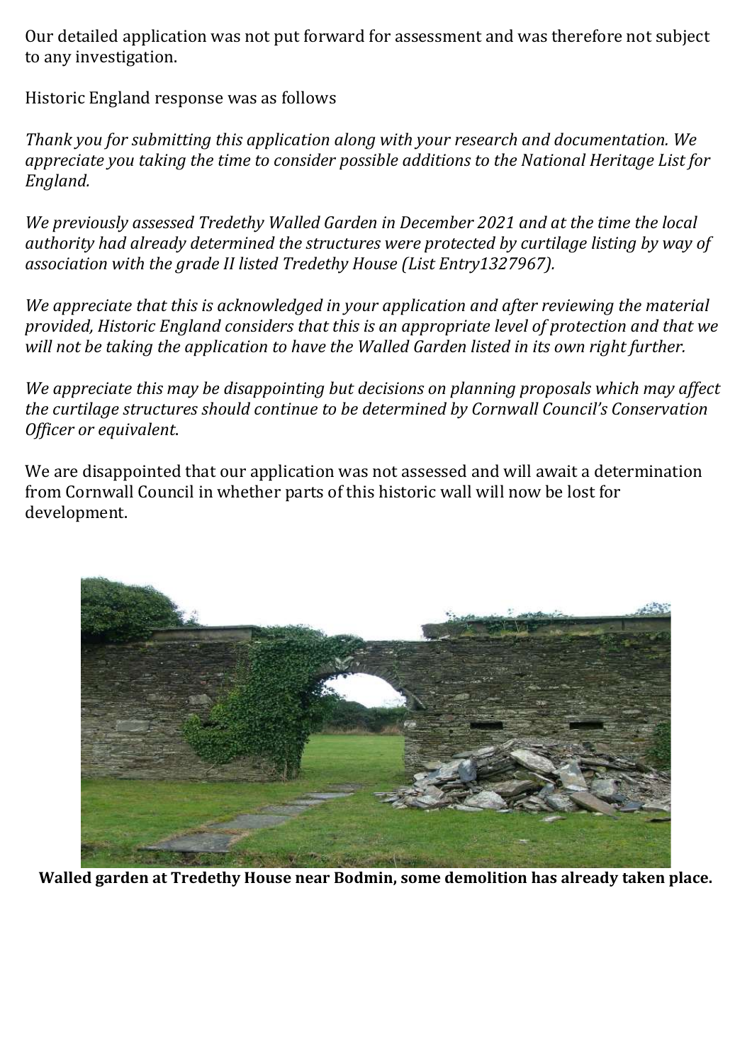Our detailed application was not put forward for assessment and was therefore not subject to any investigation.

Historic England response was as follows

*Thank you for submitting this application along with your research and documentation. We appreciate you taking the time to consider possible additions to the National Heritage List for England.*

*We previously assessed Tredethy Walled Garden in December 2021 and at the time the local authority had already determined the structures were protected by curtilage listing by way of association with the grade II listed Tredethy House (List Entry1327967).*

*We appreciate that this is acknowledged in your application and after reviewing the material provided, Historic England considers that this is an appropriate level of protection and that we will not be taking the application to have the Walled Garden listed in its own right further.*

*We appreciate this may be disappointing but decisions on planning proposals which may affect the curtilage structures should continue to be determined by Cornwall Council's Conservation Officer or equivalent.*

We are disappointed that our application was not assessed and will await a determination from Cornwall Council in whether parts of this historic wall will now be lost for development.

**Walled garden at Tredethy House near Bodmin, some demolition has already taken place.**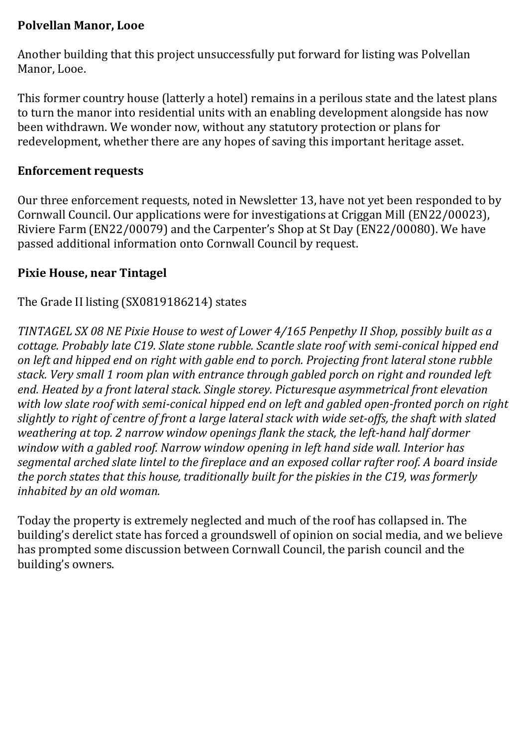**Polvellan Manor, Looe**

Another building that this project unsuccessfully put forward for listing was Polvellan Manor, Looe.

This former country house (latterly a hotel) remains in a perilous state and the latest plans to turn the manor into residential units with an enabling development alongside has now been withdrawn. We wonder now, without any statutory protection or plans for redevelopment, whether there are any hopes of saving this important heritage asset.

**Enforcement requests**

Our three enforcement requests, noted in Newsletter 13, have not yet been responded to by Cornwall Council. Our applications were for investigations at Criggan Mill (EN22/00023), Riviere Farm (EN22/00079) and the Carpenter's Shop at St Day (EN22/00080). We have passed additional information onto Cornwall Council by request.

**Pixie House, near Tintagel**

The Grade II listing (SX0819186214) states

*TINTAGEL SX 08 NE Pixie House to west of Lower 4/165 Penpethy II Shop, possibly built as a cottage. Probably late C19. Slate stone rubble. Scantle slate roof with semi-conical hipped end on left and hipped end on right with gable end to porch. Projecting front lateral stone rubble stack. Very small 1 room plan with entrance through gabled porch on right and rounded left end. Heated by a front lateral stack. Single storey. Picturesque asymmetrical front elevation with low slate roof with semi-conical hipped end on left and gabled open-fronted porch on right slightly to right of centre of front a large lateral stack with wide set-offs, the shaft with slated weathering at top. 2 narrow window openings flank the stack, the left-hand half dormer window with a gabled roof. Narrow window opening in left hand side wall. Interior has segmental arched slate lintel to the fireplace and an exposed collar rafter roof. A board inside the porch states that this house, traditionally built for the piskies in the C19, was formerly inhabited by an old woman.*

Today the property is extremely neglected and much of the roof has collapsed in. The building's derelict state has forced a groundswell of opinion on social media, and we believe has prompted some discussion between Cornwall Council, the parish council and the building's owners.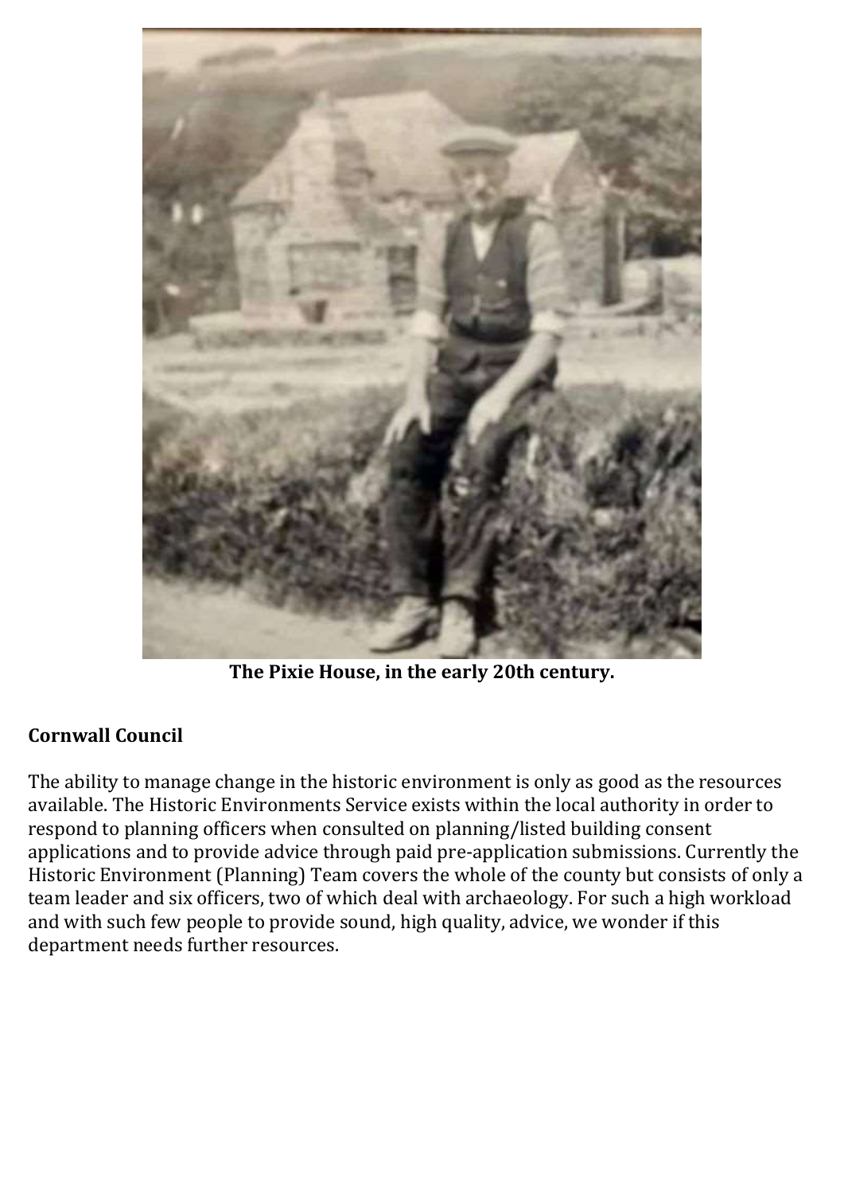**The Pixie House, in the early 20th century.**

## Cornwall Council

The ability to manage change in the historic environment is only as good as the resources available. The Historic Environments Service exists within the local authority in order to respond to planning officers when consulted on planning/listed building consent applications and to provide advice through paid pre-application submissions. Currently the Historic Environment (Planning) Team covers the whole of the county but consists of only a team leader and six officers, two of which deal with archaeology. For such a high workload and with such few people to provide sound, high quality, advice, we wonder if this department needs further resources.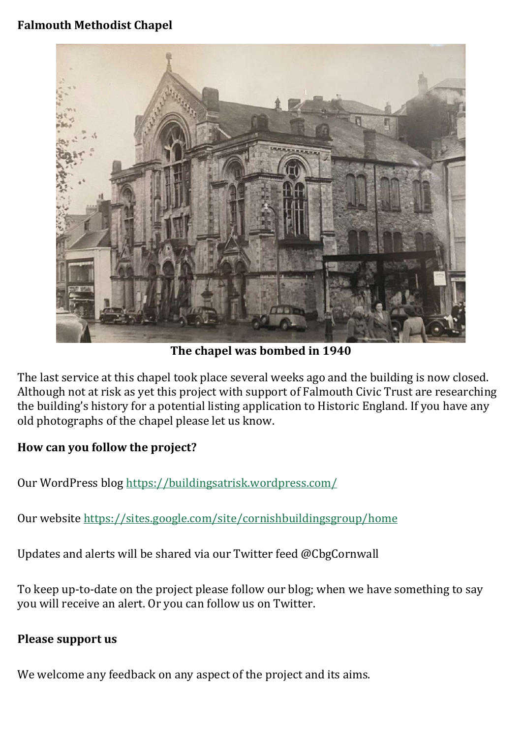**Falmouth Methodist Chapel**

**The chapel was bombed in 1940**

The last service at this chapel took place several weeks ago and the building is now closed. Although not at risk as yet this project with support of Falmouth Civic Trust are researching the building's history for a potential listing application to Historic England. If you have any old photographs of the chapel please let us know.

**How can you follow the project?**

Our WordPress blog https://buildingsatrisk.wordpress.com/

Our website https://sites.google.com/site/cornishbuildingsgroup/home

Updates and alerts will be shared via our Twitter feed @CbgCornwall

To keep up-to-date on the project please follow our blog; when we have something to say you will receive an alert. Or you can follow us on Twitter.

**Please support us**

We welcome any feedback on any aspect of the project and its aims.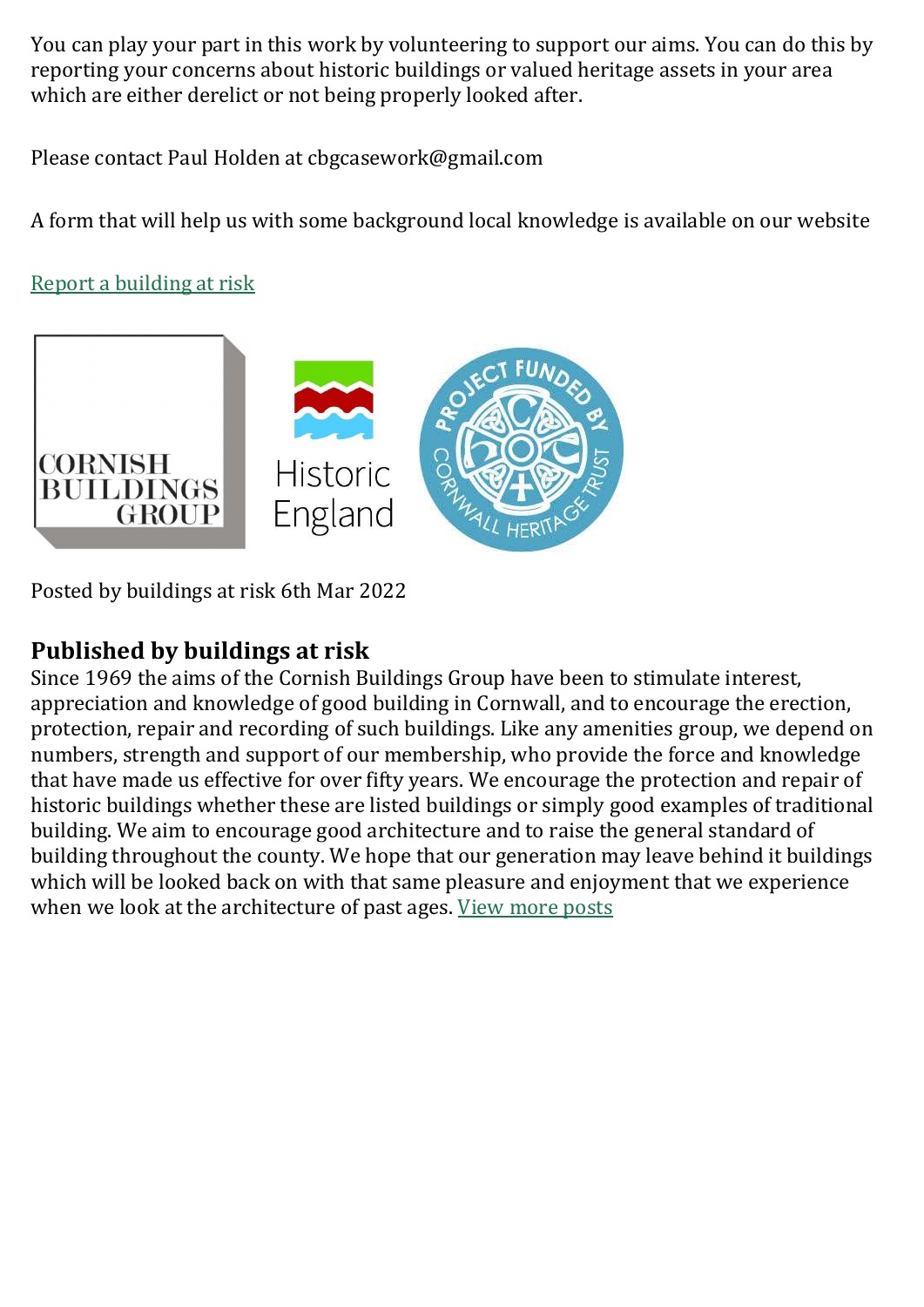You can play your part in this work by volunteering to support our aims. You can do this by reporting your concerns about historic buildings or valued heritage assets in your area which are either derelict or not being properly looked after.

Please contact Paul Holden at cbgcasework@gmail.com

A form that will help us with some background local knowledge is available on our website

[Report a building at risk]()

CORNISH BUILDINGS GROUP

Historic England

PROJECT FUNDED BY CORNWALL HERITAGE TRUST

Posted by buildings at risk 6th Mar 2022

## Published by buildings at risk

Since 1969 the aims of the Cornish Buildings Group have been to stimulate interest, appreciation and knowledge of good building in Cornwall, and to encourage the erection, protection, repair and recording of such buildings. Like any amenities group, we depend on numbers, strength and support of our membership, who provide the force and knowledge that have made us effective for over fifty years. We encourage the protection and repair of historic buildings whether these are listed buildings or simply good examples of traditional building. We aim to encourage good architecture and to raise the general standard of building throughout the county. We hope that our generation may leave behind it buildings which will be looked back on with that same pleasure and enjoyment that we experience when we look at the architecture of past ages. [View more posts]()